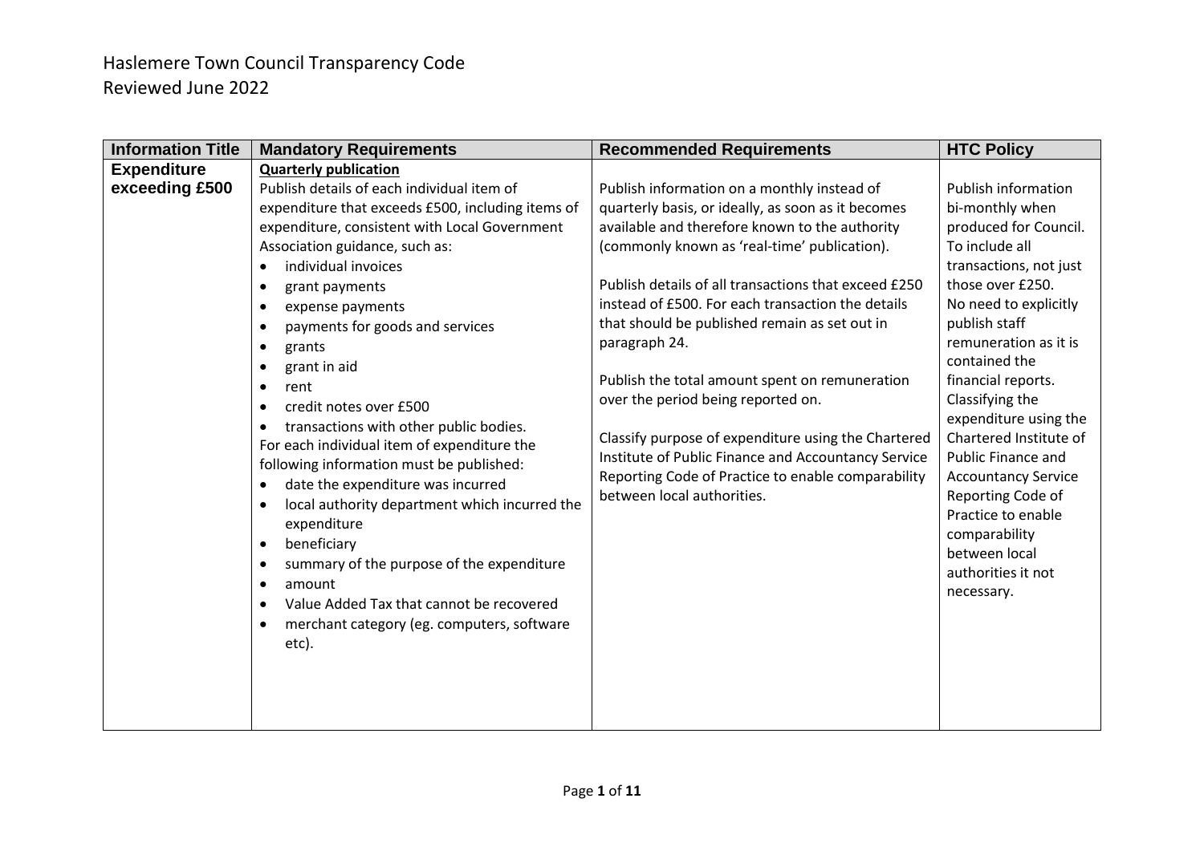# Haslemere Town Council Transparency Code
Reviewed June 2022

| Information Title | Mandatory Requirements | Recommended Requirements | HTC Policy |
|---|---|---|---|
| **Expenditure exceeding £500** | **Quarterly publication**<br>Publish details of each individual item of expenditure that exceeds £500, including items of expenditure, consistent with Local Government Association guidance, such as:<br>• individual invoices<br>• grant payments<br>• expense payments<br>• payments for goods and services<br>• grants<br>• grant in aid<br>• rent<br>• credit notes over £500<br>• transactions with other public bodies.<br>For each individual item of expenditure the following information must be published:<br>• date the expenditure was incurred<br>• local authority department which incurred the expenditure<br>• beneficiary<br>• summary of the purpose of the expenditure<br>• amount<br>• Value Added Tax that cannot be recovered<br>• merchant category (eg. computers, software etc). | Publish information on a monthly instead of quarterly basis, or ideally, as soon as it becomes available and therefore known to the authority (commonly known as 'real-time' publication).<br><br>Publish details of all transactions that exceed £250 instead of £500. For each transaction the details that should be published remain as set out in paragraph 24.<br><br>Publish the total amount spent on remuneration over the period being reported on.<br><br>Classify purpose of expenditure using the Chartered Institute of Public Finance and Accountancy Service Reporting Code of Practice to enable comparability between local authorities. | Publish information bi-monthly when produced for Council. To include all transactions, not just those over £250.<br>No need to explicitly publish staff remuneration as it is contained the financial reports.<br>Classifying the expenditure using the Chartered Institute of Public Finance and Accountancy Service Reporting Code of Practice to enable comparability between local authorities it not necessary. |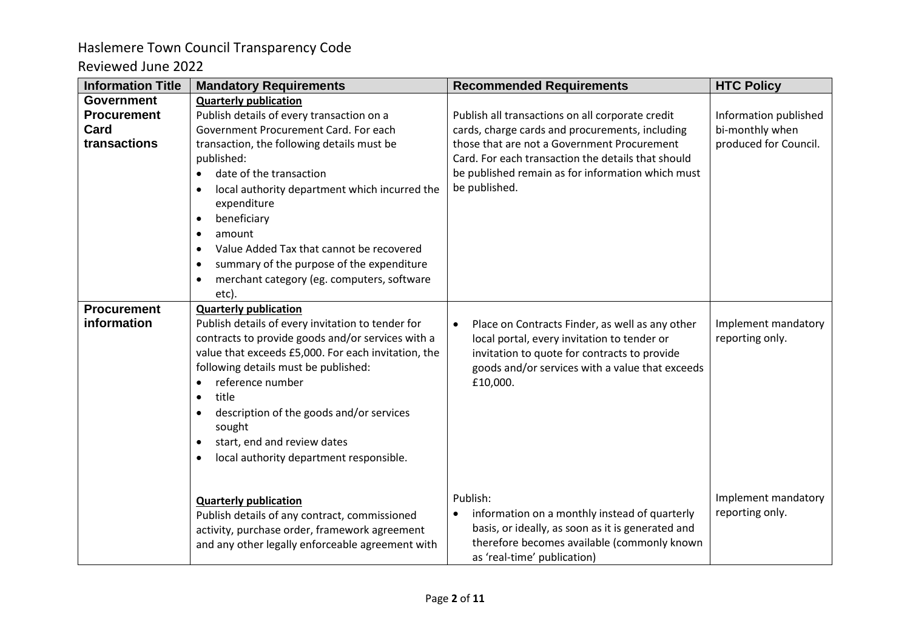Haslemere Town Council Transparency Code

Reviewed June 2022

| Information Title | Mandatory Requirements | Recommended Requirements | HTC Policy |
|---|---|---|---|
| **Government Procurement Card transactions** | <u>**Quarterly publication**</u><br>Publish details of every transaction on a Government Procurement Card. For each transaction, the following details must be published:<br>• date of the transaction<br>• local authority department which incurred the expenditure<br>• beneficiary<br>• amount<br>• Value Added Tax that cannot be recovered<br>• summary of the purpose of the expenditure<br>• merchant category (eg. computers, software etc). | Publish all transactions on all corporate credit cards, charge cards and procurements, including those that are not a Government Procurement Card. For each transaction the details that should be published remain as for information which must be published. | Information published bi-monthly when produced for Council. |
| **Procurement information** | <u>**Quarterly publication**</u><br>Publish details of every invitation to tender for contracts to provide goods and/or services with a value that exceeds £5,000. For each invitation, the following details must be published:<br>• reference number<br>• title<br>• description of the goods and/or services sought<br>• start, end and review dates<br>• local authority department responsible. | • Place on Contracts Finder, as well as any other local portal, every invitation to tender or invitation to quote for contracts to provide goods and/or services with a value that exceeds £10,000. | Implement mandatory reporting only. |
| | <u>**Quarterly publication**</u><br>Publish details of any contract, commissioned activity, purchase order, framework agreement and any other legally enforceable agreement with | Publish:<br>• information on a monthly instead of quarterly basis, or ideally, as soon as it is generated and therefore becomes available (commonly known as 'real-time' publication) | Implement mandatory reporting only. |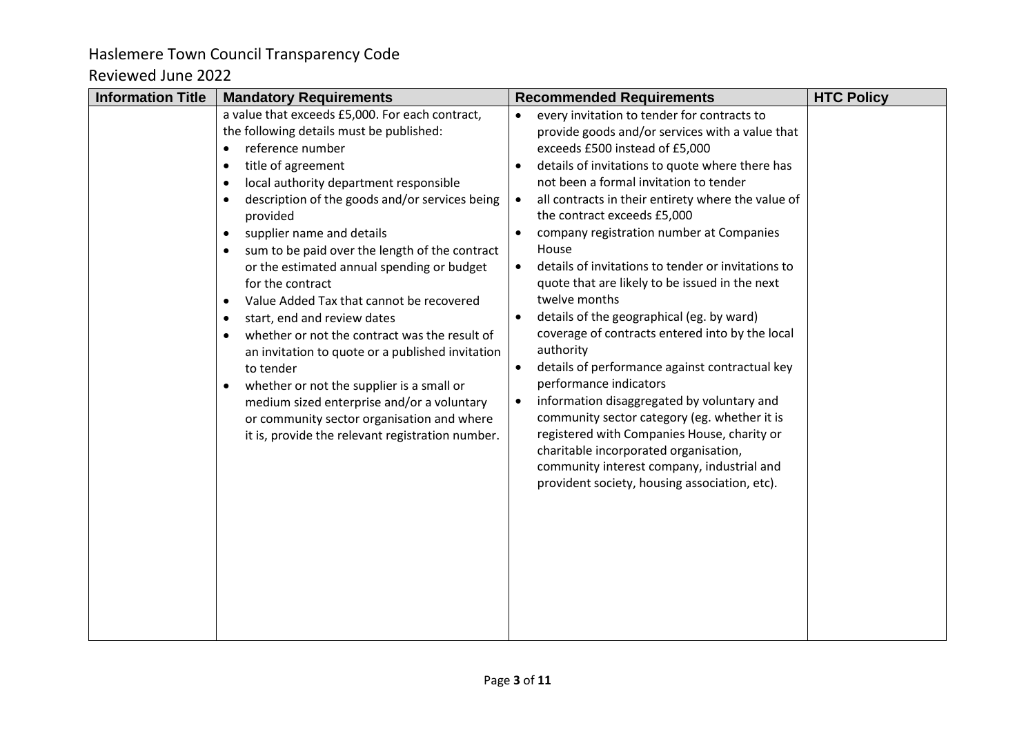# Haslemere Town Council Transparency Code

## Reviewed June 2022

| Information Title | Mandatory Requirements | Recommended Requirements | HTC Policy |
|---|---|---|---|
| | a value that exceeds £5,000. For each contract, the following details must be published:<br>• reference number<br>• title of agreement<br>• local authority department responsible<br>• description of the goods and/or services being provided<br>• supplier name and details<br>• sum to be paid over the length of the contract or the estimated annual spending or budget for the contract<br>• Value Added Tax that cannot be recovered<br>• start, end and review dates<br>• whether or not the contract was the result of an invitation to quote or a published invitation to tender<br>• whether or not the supplier is a small or medium sized enterprise and/or a voluntary or community sector organisation and where it is, provide the relevant registration number. | • every invitation to tender for contracts to provide goods and/or services with a value that exceeds £500 instead of £5,000<br>• details of invitations to quote where there has not been a formal invitation to tender<br>• all contracts in their entirety where the value of the contract exceeds £5,000<br>• company registration number at Companies House<br>• details of invitations to tender or invitations to quote that are likely to be issued in the next twelve months<br>• details of the geographical (eg. by ward) coverage of contracts entered into by the local authority<br>• details of performance against contractual key performance indicators<br>• information disaggregated by voluntary and community sector category (eg. whether it is registered with Companies House, charity or charitable incorporated organisation, community interest company, industrial and provident society, housing association, etc). | |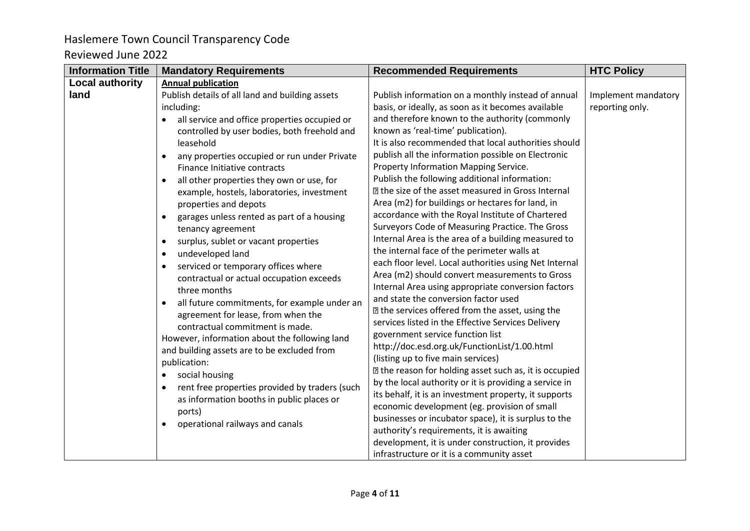Haslemere Town Council Transparency Code

Reviewed June 2022

| Information Title | Mandatory Requirements | Recommended Requirements | HTC Policy |
|---|---|---|---|
| **Local authority land** | **Annual publication**<br>Publish details of all land and building assets including:<br>• all service and office properties occupied or controlled by user bodies, both freehold and leasehold<br>• any properties occupied or run under Private Finance Initiative contracts<br>• all other properties they own or use, for example, hostels, laboratories, investment properties and depots<br>• garages unless rented as part of a housing tenancy agreement<br>• surplus, sublet or vacant properties<br>• undeveloped land<br>• serviced or temporary offices where contractual or actual occupation exceeds three months<br>• all future commitments, for example under an agreement for lease, from when the contractual commitment is made.<br>However, information about the following land and building assets are to be excluded from publication:<br>• social housing<br>• rent free properties provided by traders (such as information booths in public places or ports)<br>• operational railways and canals | Publish information on a monthly instead of annual basis, or ideally, as soon as it becomes available and therefore known to the authority (commonly known as 'real-time' publication).<br>It is also recommended that local authorities should publish all the information possible on Electronic Property Information Mapping Service.<br>Publish the following additional information:<br>• the size of the asset measured in Gross Internal Area (m2) for buildings or hectares for land, in accordance with the Royal Institute of Chartered Surveyors Code of Measuring Practice. The Gross Internal Area is the area of a building measured to the internal face of the perimeter walls at each floor level. Local authorities using Net Internal Area (m2) should convert measurements to Gross Internal Area using appropriate conversion factors and state the conversion factor used<br>• the services offered from the asset, using the services listed in the Effective Services Delivery government service function list http://doc.esd.org.uk/FunctionList/1.00.html (listing up to five main services)<br>• the reason for holding asset such as, it is occupied by the local authority or it is providing a service in its behalf, it is an investment property, it supports economic development (eg. provision of small businesses or incubator space), it is surplus to the authority's requirements, it is awaiting development, it is under construction, it provides infrastructure or it is a community asset | Implement mandatory reporting only. |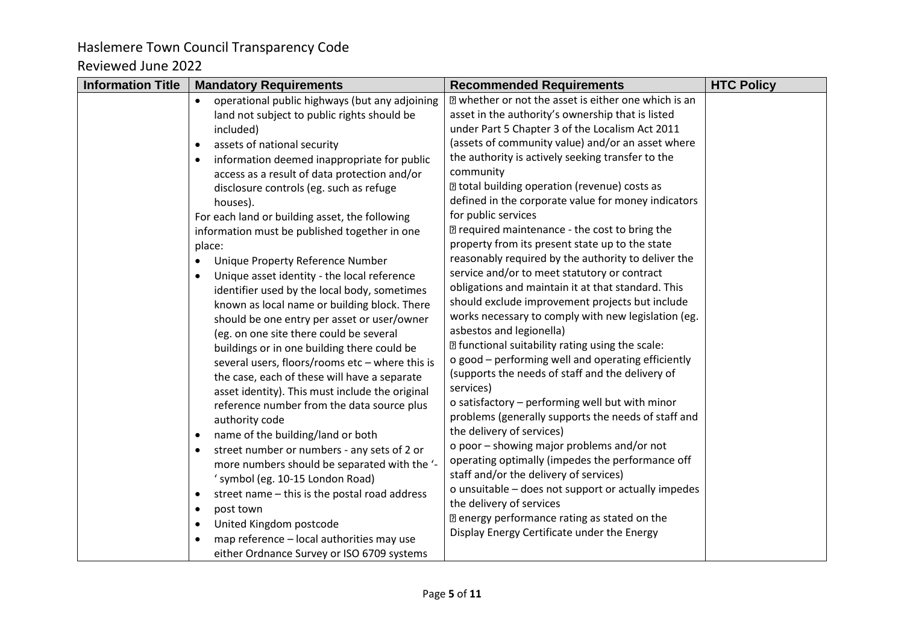Haslemere Town Council Transparency Code

Reviewed June 2022

| Information Title | Mandatory Requirements | Recommended Requirements | HTC Policy |
|---|---|---|---|
| | • operational public highways (but any adjoining land not subject to public rights should be included)<br>• assets of national security<br>• information deemed inappropriate for public access as a result of data protection and/or disclosure controls (eg. such as refuge houses).<br>For each land or building asset, the following information must be published together in one place:<br>• Unique Property Reference Number<br>• Unique asset identity - the local reference identifier used by the local body, sometimes known as local name or building block. There should be one entry per asset or user/owner (eg. on one site there could be several buildings or in one building there could be several users, floors/rooms etc – where this is the case, each of these will have a separate asset identity). This must include the original reference number from the data source plus authority code<br>• name of the building/land or both<br>• street number or numbers - any sets of 2 or more numbers should be separated with the '-' symbol (eg. 10-15 London Road)<br>• street name – this is the postal road address<br>• post town<br>• United Kingdom postcode<br>• map reference – local authorities may use either Ordnance Survey or ISO 6709 systems | whether or not the asset is either one which is an asset in the authority's ownership that is listed under Part 5 Chapter 3 of the Localism Act 2011 (assets of community value) and/or an asset where the authority is actively seeking transfer to the community<br>total building operation (revenue) costs as defined in the corporate value for money indicators for public services<br>required maintenance - the cost to bring the property from its present state up to the state reasonably required by the authority to deliver the service and/or to meet statutory or contract obligations and maintain it at that standard. This should exclude improvement projects but include works necessary to comply with new legislation (eg. asbestos and legionella)<br>functional suitability rating using the scale:<br>o good – performing well and operating efficiently (supports the needs of staff and the delivery of services)<br>o satisfactory – performing well but with minor problems (generally supports the needs of staff and the delivery of services)<br>o poor – showing major problems and/or not operating optimally (impedes the performance off staff and/or the delivery of services)<br>o unsuitable – does not support or actually impedes the delivery of services<br>energy performance rating as stated on the Display Energy Certificate under the Energy | |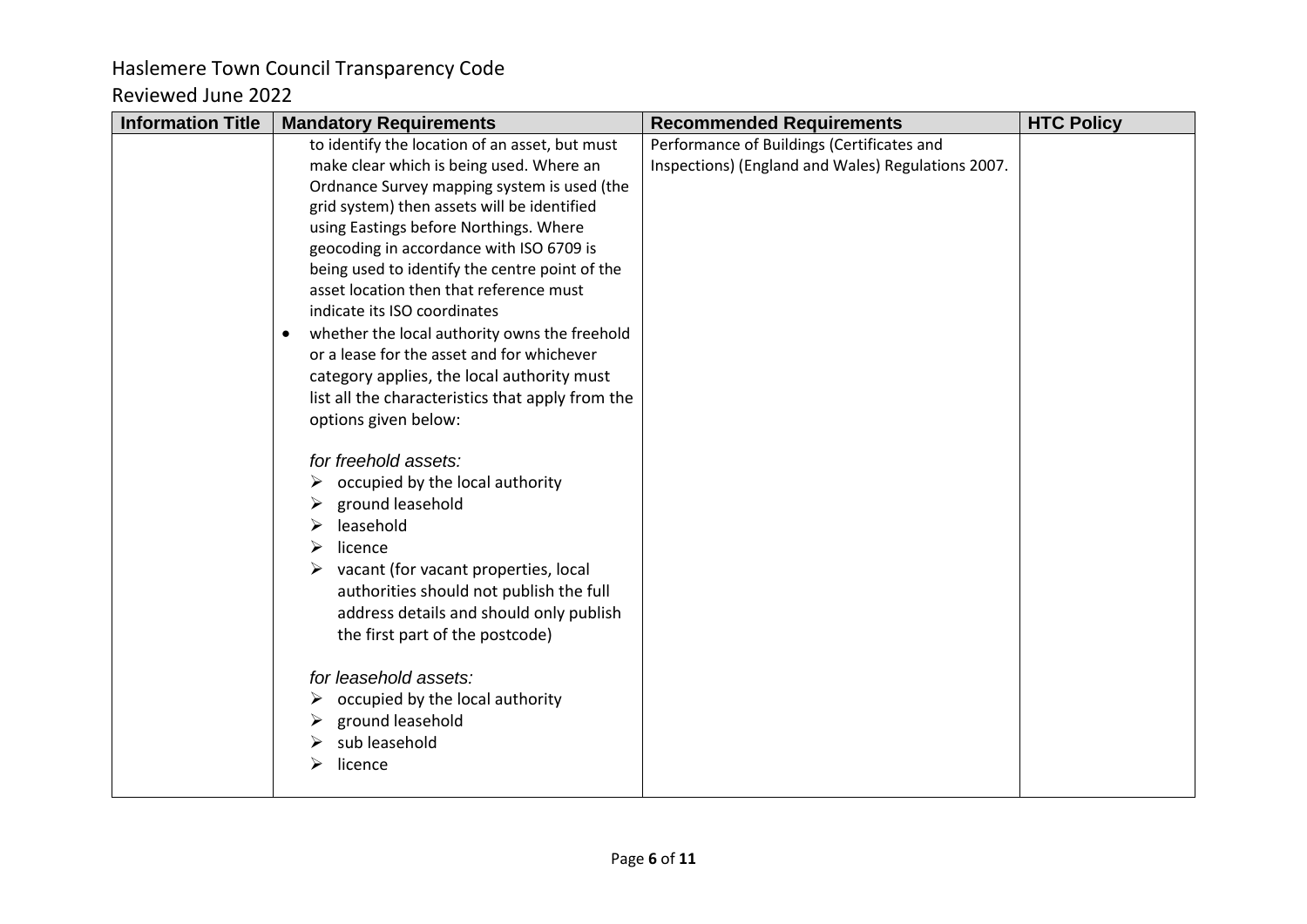| Information Title | Mandatory Requirements | Recommended Requirements | HTC Policy |
|---|---|---|---|
| | to identify the location of an asset, but must make clear which is being used. Where an Ordnance Survey mapping system is used (the grid system) then assets will be identified using Eastings before Northings. Where geocoding in accordance with ISO 6709 is being used to identify the centre point of the asset location then that reference must indicate its ISO coordinates<br>• whether the local authority owns the freehold or a lease for the asset and for whichever category applies, the local authority must list all the characteristics that apply from the options given below:<br><br>*for freehold assets:*<br>➢ occupied by the local authority<br>➢ ground leasehold<br>➢ leasehold<br>➢ licence<br>➢ vacant (for vacant properties, local authorities should not publish the full address details and should only publish the first part of the postcode)<br><br>*for leasehold assets:*<br>➢ occupied by the local authority<br>➢ ground leasehold<br>➢ sub leasehold<br>➢ licence | Performance of Buildings (Certificates and Inspections) (England and Wales) Regulations 2007. | |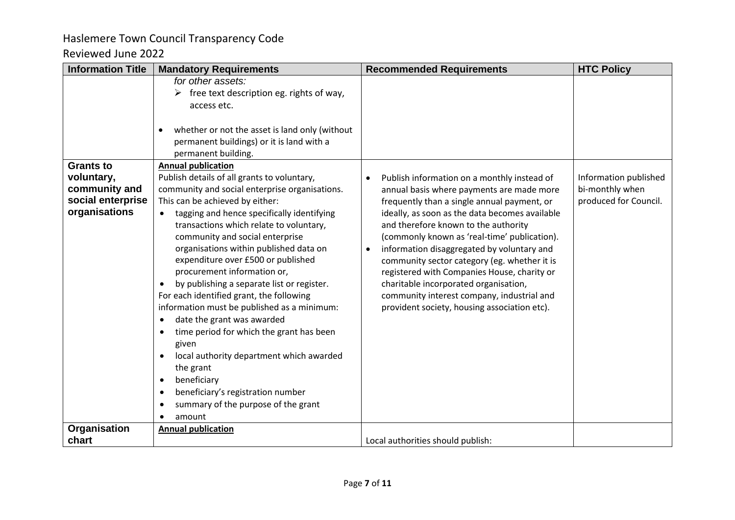| Information Title | Mandatory Requirements | Recommended Requirements | HTC Policy |
|---|---|---|---|
| | *for other assets:*<br>➢ free text description eg. rights of way, access etc.<br><br>• whether or not the asset is land only (without permanent buildings) or it is land with a permanent building. | | |
| **Grants to voluntary, community and social enterprise organisations** | **Annual publication**<br>Publish details of all grants to voluntary, community and social enterprise organisations. This can be achieved by either:<br>• tagging and hence specifically identifying transactions which relate to voluntary, community and social enterprise organisations within published data on expenditure over £500 or published procurement information or,<br>• by publishing a separate list or register.<br>For each identified grant, the following information must be published as a minimum:<br>• date the grant was awarded<br>• time period for which the grant has been given<br>• local authority department which awarded the grant<br>• beneficiary<br>• beneficiary's registration number<br>• summary of the purpose of the grant<br>• amount | • Publish information on a monthly instead of annual basis where payments are made more frequently than a single annual payment, or ideally, as soon as the data becomes available and therefore known to the authority (commonly known as 'real-time' publication).<br>• information disaggregated by voluntary and community sector category (eg. whether it is registered with Companies House, charity or charitable incorporated organisation, community interest company, industrial and provident society, housing association etc). | Information published bi-monthly when produced for Council. |
| **Organisation chart** | **Annual publication** | Local authorities should publish: | |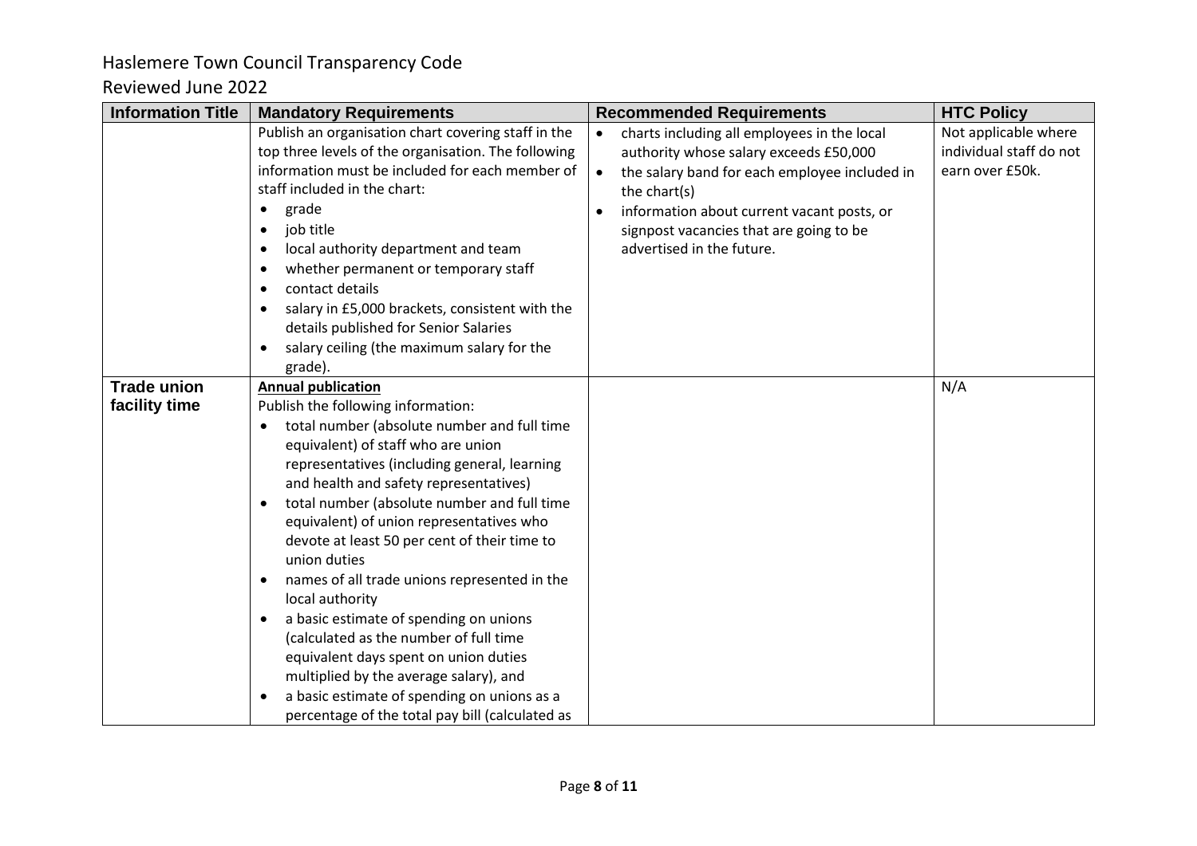Haslemere Town Council Transparency Code

Reviewed June 2022

| Information Title | Mandatory Requirements | Recommended Requirements | HTC Policy |
|---|---|---|---|
| | Publish an organisation chart covering staff in the top three levels of the organisation. The following information must be included for each member of staff included in the chart:<br>• grade<br>• job title<br>• local authority department and team<br>• whether permanent or temporary staff<br>• contact details<br>• salary in £5,000 brackets, consistent with the details published for Senior Salaries<br>• salary ceiling (the maximum salary for the grade). | • charts including all employees in the local authority whose salary exceeds £50,000<br>• the salary band for each employee included in the chart(s)<br>• information about current vacant posts, or signpost vacancies that are going to be advertised in the future. | Not applicable where individual staff do not earn over £50k. |
| **Trade union facility time** | **Annual publication**<br>Publish the following information:<br>• total number (absolute number and full time equivalent) of staff who are union representatives (including general, learning and health and safety representatives)<br>• total number (absolute number and full time equivalent) of union representatives who devote at least 50 per cent of their time to union duties<br>• names of all trade unions represented in the local authority<br>• a basic estimate of spending on unions (calculated as the number of full time equivalent days spent on union duties multiplied by the average salary), and<br>• a basic estimate of spending on unions as a percentage of the total pay bill (calculated as | | N/A |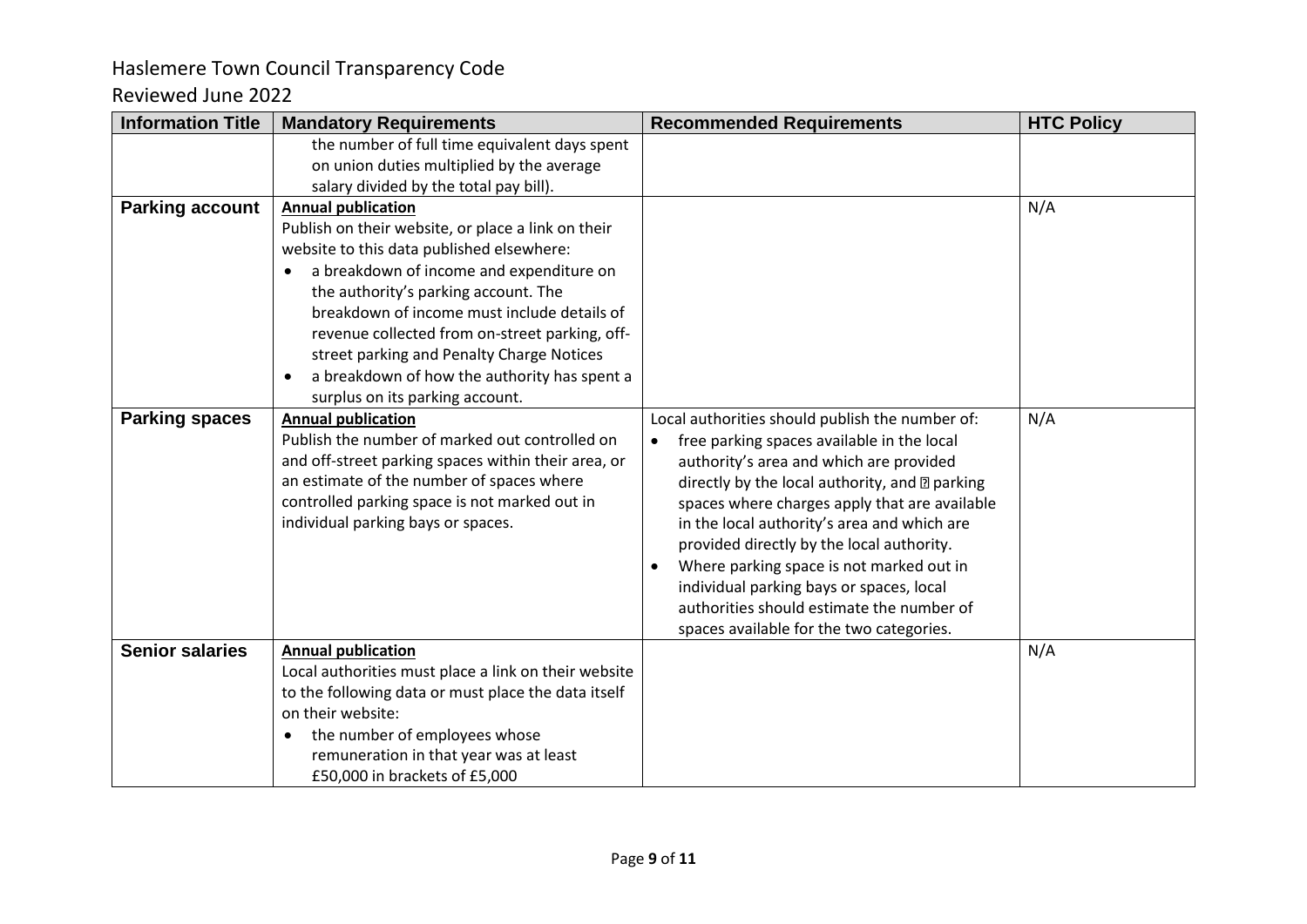# Haslemere Town Council Transparency Code

## Reviewed June 2022

| Information Title | Mandatory Requirements | Recommended Requirements | HTC Policy |
|---|---|---|---|
| | the number of full time equivalent days spent on union duties multiplied by the average salary divided by the total pay bill). | | |
| **Parking account** | **Annual publication**<br>Publish on their website, or place a link on their website to this data published elsewhere:<br>• a breakdown of income and expenditure on the authority's parking account. The breakdown of income must include details of revenue collected from on-street parking, off-street parking and Penalty Charge Notices<br>• a breakdown of how the authority has spent a surplus on its parking account. | | N/A |
| **Parking spaces** | **Annual publication**<br>Publish the number of marked out controlled on and off-street parking spaces within their area, or an estimate of the number of spaces where controlled parking space is not marked out in individual parking bays or spaces. | Local authorities should publish the number of:<br>• free parking spaces available in the local authority's area and which are provided directly by the local authority, and  parking spaces where charges apply that are available in the local authority's area and which are provided directly by the local authority.<br>• Where parking space is not marked out in individual parking bays or spaces, local authorities should estimate the number of spaces available for the two categories. | N/A |
| **Senior salaries** | **Annual publication**<br>Local authorities must place a link on their website to the following data or must place the data itself on their website:<br>• the number of employees whose remuneration in that year was at least £50,000 in brackets of £5,000 | | N/A |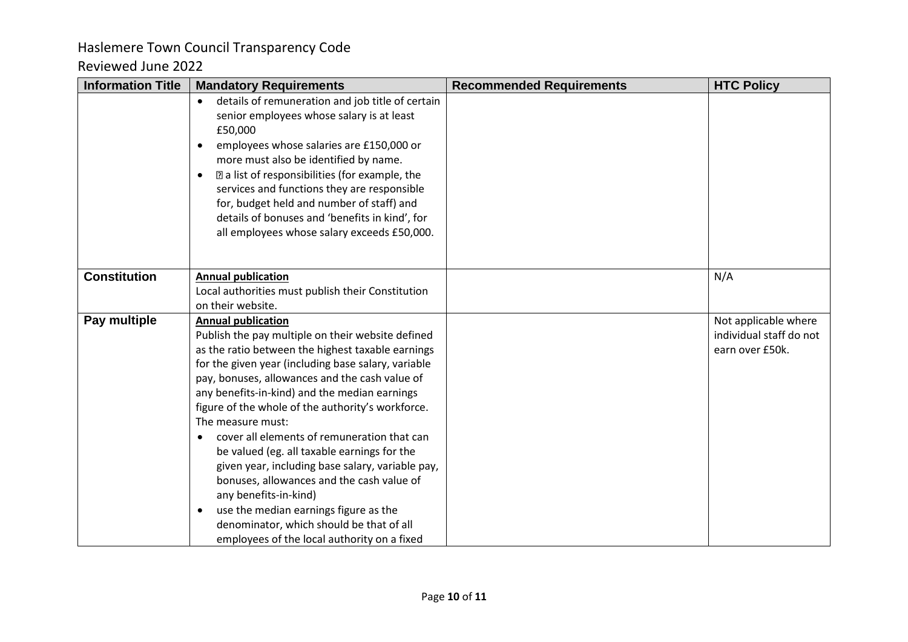| Information Title | Mandatory Requirements | Recommended Requirements | HTC Policy |
| --- | --- | --- | --- |
| | • details of remuneration and job title of certain senior employees whose salary is at least £50,000<br>• employees whose salaries are £150,000 or more must also be identified by name.<br>• a list of responsibilities (for example, the services and functions they are responsible for, budget held and number of staff) and details of bonuses and 'benefits in kind', for all employees whose salary exceeds £50,000. | | |
| **Constitution** | **Annual publication**<br>Local authorities must publish their Constitution on their website. | | N/A |
| **Pay multiple** | **Annual publication**<br>Publish the pay multiple on their website defined as the ratio between the highest taxable earnings for the given year (including base salary, variable pay, bonuses, allowances and the cash value of any benefits-in-kind) and the median earnings figure of the whole of the authority's workforce. The measure must:<br>• cover all elements of remuneration that can be valued (eg. all taxable earnings for the given year, including base salary, variable pay, bonuses, allowances and the cash value of any benefits-in-kind)<br>• use the median earnings figure as the denominator, which should be that of all employees of the local authority on a fixed | | Not applicable where individual staff do not earn over £50k. |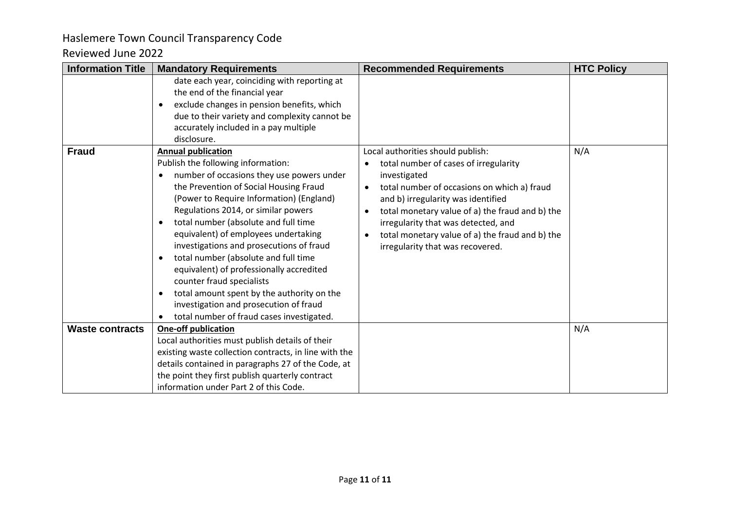| Information Title | Mandatory Requirements | Recommended Requirements | HTC Policy |
|---|---|---|---|
| | date each year, coinciding with reporting at the end of the financial year<br>• exclude changes in pension benefits, which due to their variety and complexity cannot be accurately included in a pay multiple disclosure. | | |
| **Fraud** | **Annual publication**<br>Publish the following information:<br>• number of occasions they use powers under the Prevention of Social Housing Fraud (Power to Require Information) (England) Regulations 2014, or similar powers<br>• total number (absolute and full time equivalent) of employees undertaking investigations and prosecutions of fraud<br>• total number (absolute and full time equivalent) of professionally accredited counter fraud specialists<br>• total amount spent by the authority on the investigation and prosecution of fraud<br>• total number of fraud cases investigated. | Local authorities should publish:<br>• total number of cases of irregularity investigated<br>• total number of occasions on which a) fraud and b) irregularity was identified<br>• total monetary value of a) the fraud and b) the irregularity that was detected, and<br>• total monetary value of a) the fraud and b) the irregularity that was recovered. | N/A |
| **Waste contracts** | **One-off publication**<br>Local authorities must publish details of their existing waste collection contracts, in line with the details contained in paragraphs 27 of the Code, at the point they first publish quarterly contract information under Part 2 of this Code. | | N/A |